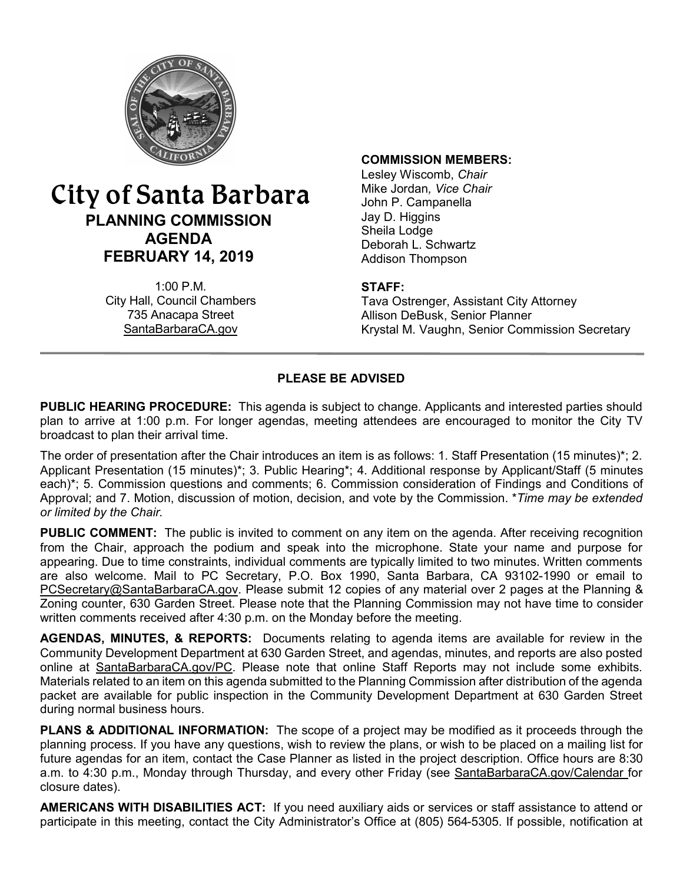# City of Santa Barbara

## PLANNING COMMISSION AGENDA

## FEBRUARY 14, 2019

1:00 P.M.
City Hall, Council Chambers
735 Anacapa Street
SantaBarbaraCA.gov

**COMMISSION MEMBERS:**
Lesley Wiscomb, *Chair*
Mike Jordan*, Vice Chair*
John P. Campanella
Jay D. Higgins
Sheila Lodge
Deborah L. Schwartz
Addison Thompson

**STAFF:**
Tava Ostrenger, Assistant City Attorney
Allison DeBusk, Senior Planner
Krystal M. Vaughn, Senior Commission Secretary

---

**PLEASE BE ADVISED**

**PUBLIC HEARING PROCEDURE:** This agenda is subject to change. Applicants and interested parties should plan to arrive at 1:00 p.m. For longer agendas, meeting attendees are encouraged to monitor the City TV broadcast to plan their arrival time.

The order of presentation after the Chair introduces an item is as follows: 1. Staff Presentation (15 minutes)*; 2. Applicant Presentation (15 minutes)*; 3. Public Hearing*; 4. Additional response by Applicant/Staff (5 minutes each)*; 5. Commission questions and comments; 6. Commission consideration of Findings and Conditions of Approval; and 7. Motion, discussion of motion, decision, and vote by the Commission. **Time may be extended or limited by the Chair.*

**PUBLIC COMMENT:** The public is invited to comment on any item on the agenda. After receiving recognition from the Chair, approach the podium and speak into the microphone. State your name and purpose for appearing. Due to time constraints, individual comments are typically limited to two minutes. Written comments are also welcome. Mail to PC Secretary, P.O. Box 1990, Santa Barbara, CA 93102-1990 or email to PCSecretary@SantaBarbaraCA.gov. Please submit 12 copies of any material over 2 pages at the Planning & Zoning counter, 630 Garden Street. Please note that the Planning Commission may not have time to consider written comments received after 4:30 p.m. on the Monday before the meeting.

**AGENDAS, MINUTES, & REPORTS:** Documents relating to agenda items are available for review in the Community Development Department at 630 Garden Street, and agendas, minutes, and reports are also posted online at SantaBarbaraCA.gov/PC. Please note that online Staff Reports may not include some exhibits. Materials related to an item on this agenda submitted to the Planning Commission after distribution of the agenda packet are available for public inspection in the Community Development Department at 630 Garden Street during normal business hours.

**PLANS & ADDITIONAL INFORMATION:** The scope of a project may be modified as it proceeds through the planning process. If you have any questions, wish to review the plans, or wish to be placed on a mailing list for future agendas for an item, contact the Case Planner as listed in the project description. Office hours are 8:30 a.m. to 4:30 p.m., Monday through Thursday, and every other Friday (see SantaBarbaraCA.gov/Calendar for closure dates).

**AMERICANS WITH DISABILITIES ACT:** If you need auxiliary aids or services or staff assistance to attend or participate in this meeting, contact the City Administrator's Office at (805) 564-5305. If possible, notification at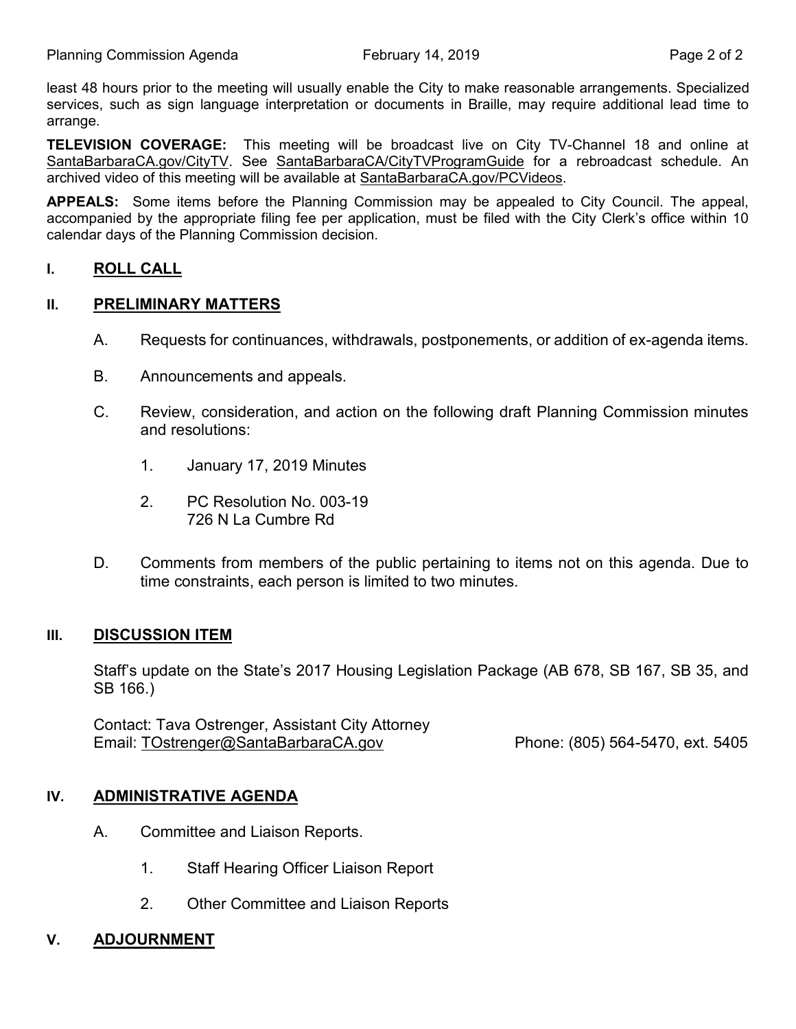least 48 hours prior to the meeting will usually enable the City to make reasonable arrangements. Specialized services, such as sign language interpretation or documents in Braille, may require additional lead time to arrange.

**TELEVISION COVERAGE:** This meeting will be broadcast live on City TV-Channel 18 and online at SantaBarbaraCA.gov/CityTV. See SantaBarbaraCA/CityTVProgramGuide for a rebroadcast schedule. An archived video of this meeting will be available at SantaBarbaraCA.gov/PCVideos.

**APPEALS:** Some items before the Planning Commission may be appealed to City Council. The appeal, accompanied by the appropriate filing fee per application, must be filed with the City Clerk's office within 10 calendar days of the Planning Commission decision.

## I. ROLL CALL

## II. PRELIMINARY MATTERS

A. Requests for continuances, withdrawals, postponements, or addition of ex-agenda items.

B. Announcements and appeals.

C. Review, consideration, and action on the following draft Planning Commission minutes and resolutions:

1. January 17, 2019 Minutes

2. PC Resolution No. 003-19
   726 N La Cumbre Rd

D. Comments from members of the public pertaining to items not on this agenda. Due to time constraints, each person is limited to two minutes.

## III. DISCUSSION ITEM

Staff's update on the State's 2017 Housing Legislation Package (AB 678, SB 167, SB 35, and SB 166.)

Contact: Tava Ostrenger, Assistant City Attorney
Email: TOstrenger@SantaBarbaraCA.gov Phone: (805) 564-5470, ext. 5405

## IV. ADMINISTRATIVE AGENDA

A. Committee and Liaison Reports.

1. Staff Hearing Officer Liaison Report

2. Other Committee and Liaison Reports

## V. ADJOURNMENT